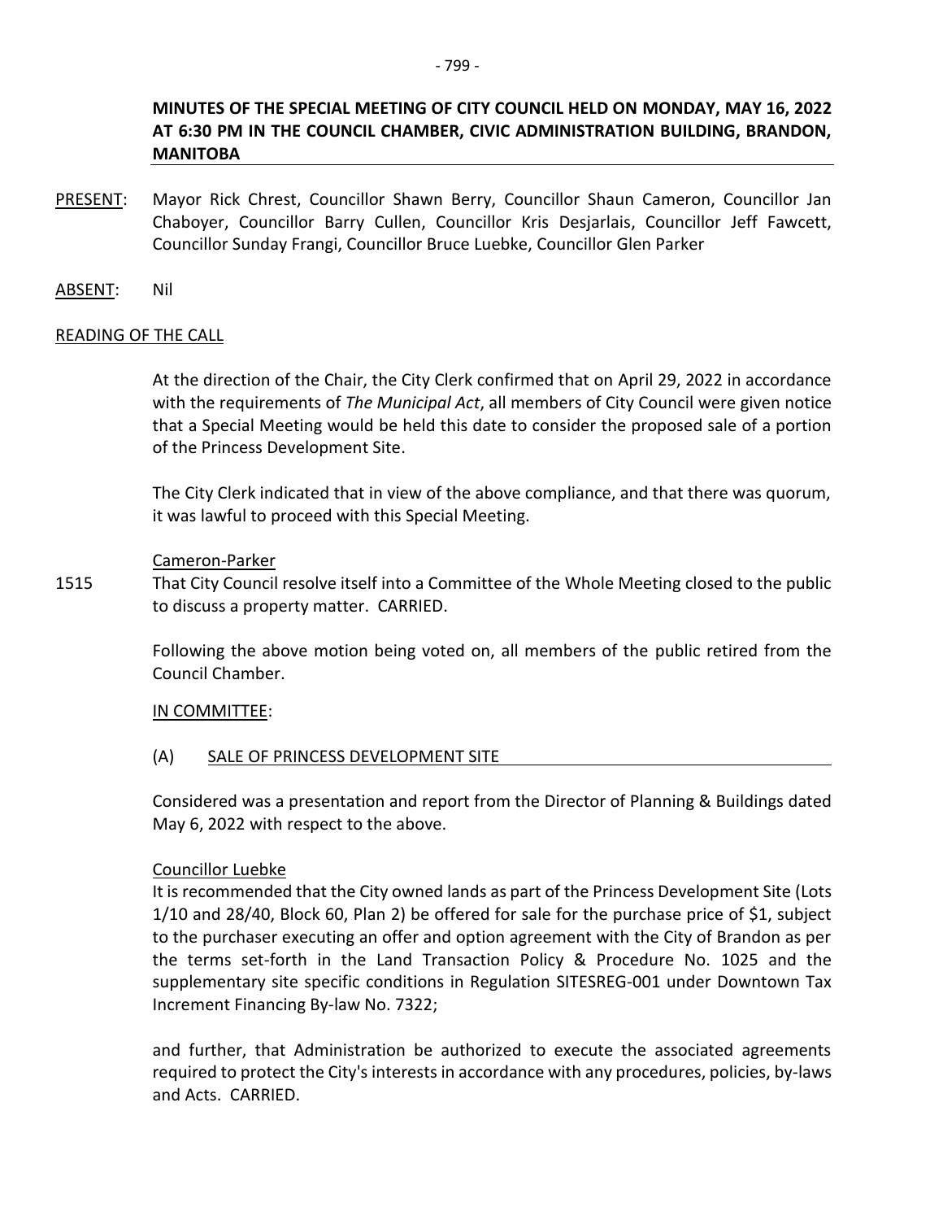# MINUTES OF THE SPECIAL MEETING OF CITY COUNCIL HELD ON MONDAY, MAY 16, 2022 AT 6:30 PM IN THE COUNCIL CHAMBER, CIVIC ADMINISTRATION BUILDING, BRANDON, MANITOBA

PRESENT: Mayor Rick Chrest, Councillor Shawn Berry, Councillor Shaun Cameron, Councillor Jan Chaboyer, Councillor Barry Cullen, Councillor Kris Desjarlais, Councillor Jeff Fawcett, Councillor Sunday Frangi, Councillor Bruce Luebke, Councillor Glen Parker

ABSENT: Nil

## READING OF THE CALL

At the direction of the Chair, the City Clerk confirmed that on April 29, 2022 in accordance with the requirements of *The Municipal Act*, all members of City Council were given notice that a Special Meeting would be held this date to consider the proposed sale of a portion of the Princess Development Site.

The City Clerk indicated that in view of the above compliance, and that there was quorum, it was lawful to proceed with this Special Meeting.

Cameron-Parker

1515 That City Council resolve itself into a Committee of the Whole Meeting closed to the public to discuss a property matter. CARRIED.

Following the above motion being voted on, all members of the public retired from the Council Chamber.

## IN COMMITTEE:

### (A) SALE OF PRINCESS DEVELOPMENT SITE

Considered was a presentation and report from the Director of Planning & Buildings dated May 6, 2022 with respect to the above.

Councillor Luebke

It is recommended that the City owned lands as part of the Princess Development Site (Lots 1/10 and 28/40, Block 60, Plan 2) be offered for sale for the purchase price of $1, subject to the purchaser executing an offer and option agreement with the City of Brandon as per the terms set-forth in the Land Transaction Policy & Procedure No. 1025 and the supplementary site specific conditions in Regulation SITESREG-001 under Downtown Tax Increment Financing By-law No. 7322;

and further, that Administration be authorized to execute the associated agreements required to protect the City's interests in accordance with any procedures, policies, by-laws and Acts. CARRIED.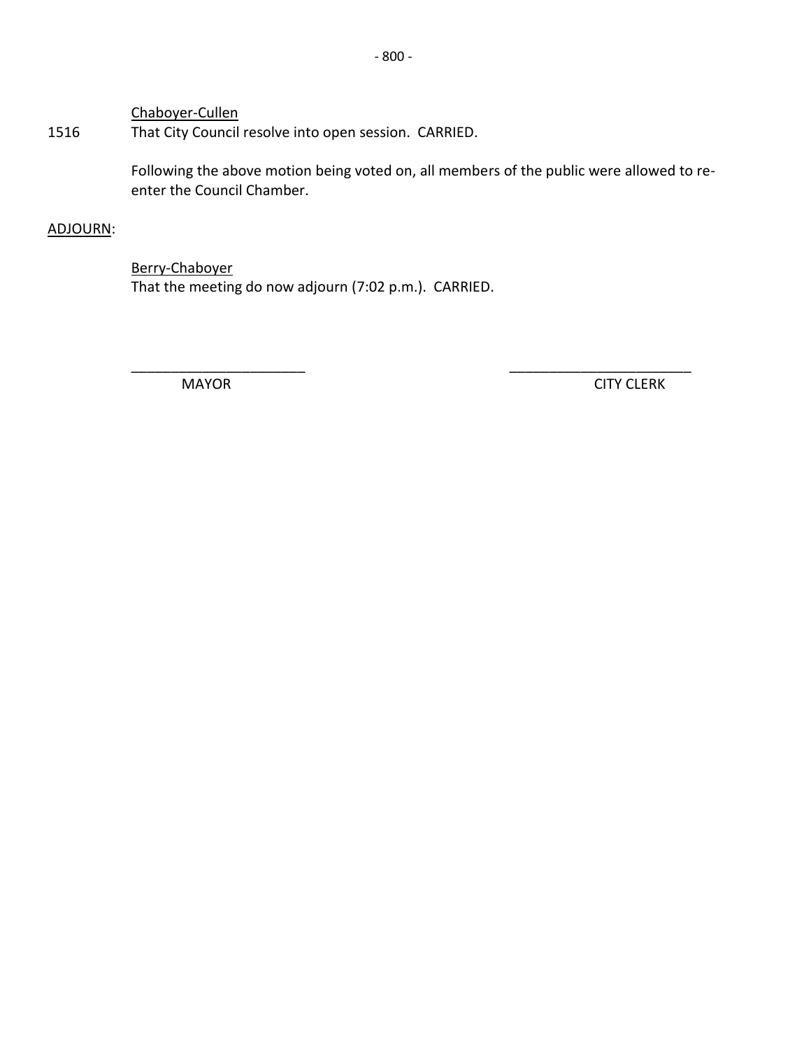<u>Chaboyer-Cullen</u>

1516 That City Council resolve into open session. CARRIED.

Following the above motion being voted on, all members of the public were allowed to re-enter the Council Chamber.

<u>ADJOURN</u>:

<u>Berry-Chaboyer</u>

That the meeting do now adjourn (7:02 p.m.). CARRIED.

______________________ ______________________

MAYOR CITY CLERK